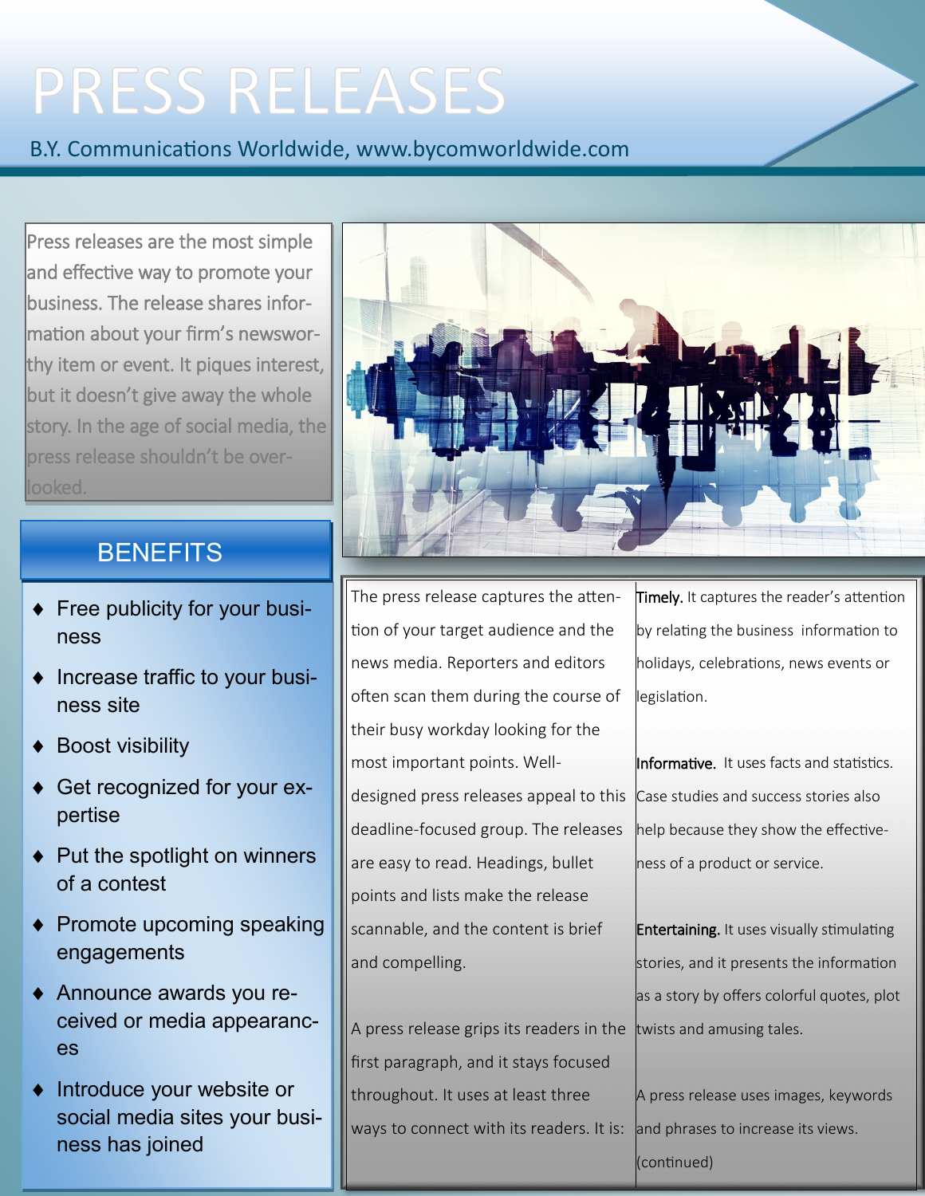# PRESS RELEASES

B.Y. Communications Worldwide, www.bycomworldwide.com

Press releases are the most simple and effective way to promote your business. The release shares information about your firm's newsworthy item or event. It piques interest, but it doesn't give away the whole story. In the age of social media, the press release shouldn't be overlooked.

## BENEFITS

- Free publicity for your business
- Increase traffic to your business site
- Boost visibility
- Get recognized for your expertise
- Put the spotlight on winners of a contest
- Promote upcoming speaking engagements
- Announce awards you received or media appearances
- Introduce your website or social media sites your business has joined

The press release captures the attention of your target audience and the news media. Reporters and editors often scan them during the course of their busy workday looking for the most important points. Well-designed press releases appeal to this deadline-focused group. The releases are easy to read. Headings, bullet points and lists make the release scannable, and the content is brief and compelling.

A press release grips its readers in the first paragraph, and it stays focused throughout. It uses at least three ways to connect with its readers. It is:

**Timely.** It captures the reader's attention by relating the business information to holidays, celebrations, news events or legislation.

**Informative.** It uses facts and statistics. Case studies and success stories also help because they show the effectiveness of a product or service.

**Entertaining.** It uses visually stimulating stories, and it presents the information as a story by offers colorful quotes, plot twists and amusing tales.

A press release uses images, keywords and phrases to increase its views.

(continued)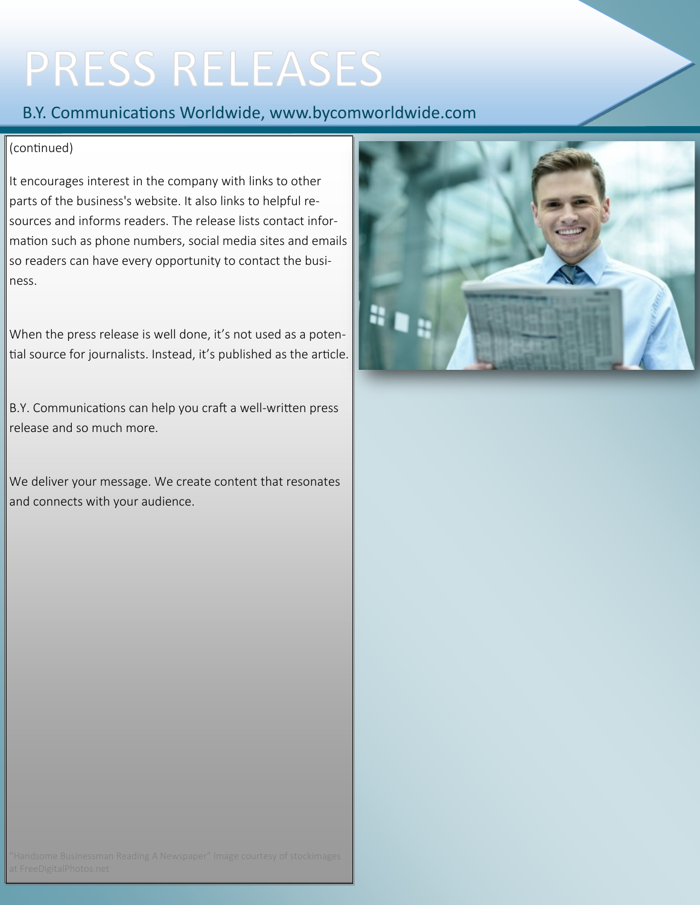# PRESS RELEASES

B.Y. Communications Worldwide, www.bycomworldwide.com

(continued)

It encourages interest in the company with links to other parts of the business's website. It also links to helpful resources and informs readers. The release lists contact information such as phone numbers, social media sites and emails so readers can have every opportunity to contact the business.

When the press release is well done, it's not used as a potential source for journalists. Instead, it's published as the article.

B.Y. Communications can help you craft a well-written press release and so much more.

We deliver your message. We create content that resonates and connects with your audience.

"Handsome Businessman Reading A Newspaper" Image courtesy of stockimages at FreeDigitalPhotos.net